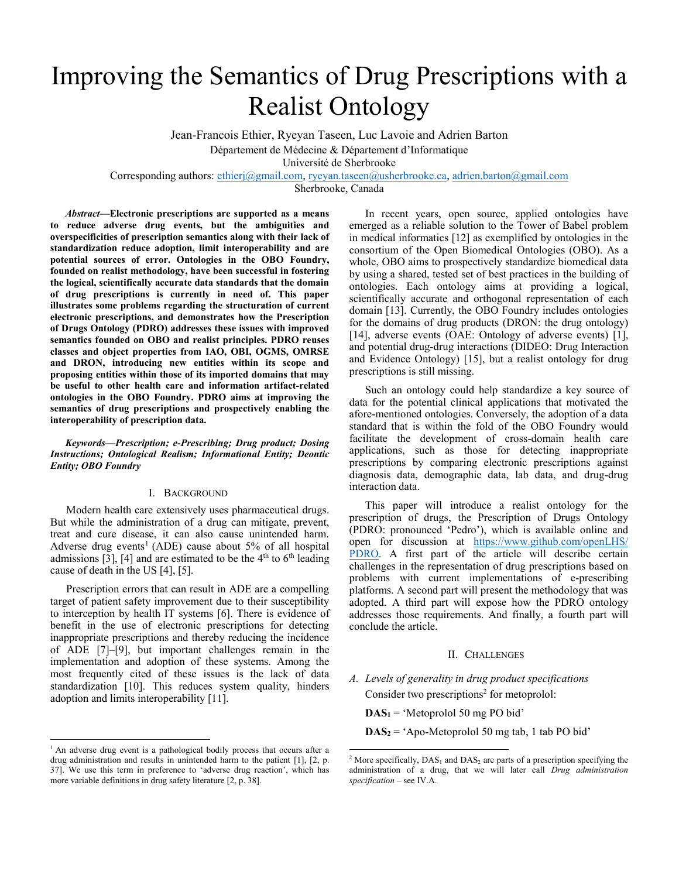# Improving the Semantics of Drug Prescriptions with a Realist Ontology

Jean-Francois Ethier, Ryeyan Taseen, Luc Lavoie and Adrien Barton

Département de Médecine & Département d'Informatique

Université de Sherbrooke

Corresponding authors: ethierj@gmail.com, ryeyan.taseen@usherbrooke.ca, adrien.barton@gmail.com

Sherbrooke, Canada

***Abstract*—Electronic prescriptions are supported as a means to reduce adverse drug events, but the ambiguities and overspecificities of prescription semantics along with their lack of standardization reduce adoption, limit interoperability and are potential sources of error. Ontologies in the OBO Foundry, founded on realist methodology, have been successful in fostering the logical, scientifically accurate data standards that the domain of drug prescriptions is currently in need of. This paper illustrates some problems regarding the structuration of current electronic prescriptions, and demonstrates how the Prescription of Drugs Ontology (PDRO) addresses these issues with improved semantics founded on OBO and realist principles. PDRO reuses classes and object properties from IAO, OBI, OGMS, OMRSE and DRON, introducing new entities within its scope and proposing entities within those of its imported domains that may be useful to other health care and information artifact-related ontologies in the OBO Foundry. PDRO aims at improving the semantics of drug prescriptions and prospectively enabling the interoperability of prescription data.**

***Keywords—Prescription; e-Prescribing; Drug product; Dosing Instructions; Ontological Realism; Informational Entity; Deontic Entity; OBO Foundry***

## I. Background

Modern health care extensively uses pharmaceutical drugs. But while the administration of a drug can mitigate, prevent, treat and cure disease, it can also cause unintended harm. Adverse drug events[1] (ADE) cause about 5% of all hospital admissions [3], [4] and are estimated to be the 4th to 6th leading cause of death in the US [4], [5].

Prescription errors that can result in ADE are a compelling target of patient safety improvement due to their susceptibility to interception by health IT systems [6]. There is evidence of benefit in the use of electronic prescriptions for detecting inappropriate prescriptions and thereby reducing the incidence of ADE [7]–[9], but important challenges remain in the implementation and adoption of these systems. Among the most frequently cited of these issues is the lack of data standardization [10]. This reduces system quality, hinders adoption and limits interoperability [11].

In recent years, open source, applied ontologies have emerged as a reliable solution to the Tower of Babel problem in medical informatics [12] as exemplified by ontologies in the consortium of the Open Biomedical Ontologies (OBO). As a whole, OBO aims to prospectively standardize biomedical data by using a shared, tested set of best practices in the building of ontologies. Each ontology aims at providing a logical, scientifically accurate and orthogonal representation of each domain [13]. Currently, the OBO Foundry includes ontologies for the domains of drug products (DRON: the drug ontology) [14], adverse events (OAE: Ontology of adverse events) [1], and potential drug-drug interactions (DIDEO: Drug Interaction and Evidence Ontology) [15], but a realist ontology for drug prescriptions is still missing.

Such an ontology could help standardize a key source of data for the potential clinical applications that motivated the afore-mentioned ontologies. Conversely, the adoption of a data standard that is within the fold of the OBO Foundry would facilitate the development of cross-domain health care applications, such as those for detecting inappropriate prescriptions by comparing electronic prescriptions against diagnosis data, demographic data, lab data, and drug-drug interaction data.

This paper will introduce a realist ontology for the prescription of drugs, the Prescription of Drugs Ontology (PDRO: pronounced 'Pedro'), which is available online and open for discussion at https://www.github.com/openLHS/PDRO. A first part of the article will describe certain challenges in the representation of drug prescriptions based on problems with current implementations of e-prescribing platforms. A second part will present the methodology that was adopted. A third part will expose how the PDRO ontology addresses those requirements. And finally, a fourth part will conclude the article.

## II. Challenges

### *A. Levels of generality in drug product specifications*

Consider two prescriptions[2] for metoprolol:

**$DAS_1$** = 'Metoprolol 50 mg PO bid'

**$DAS_2$** = 'Apo-Metoprolol 50 mg tab, 1 tab PO bid'

[1] An adverse drug event is a pathological bodily process that occurs after a drug administration and results in unintended harm to the patient [1], [2, p. 37]. We use this term in preference to 'adverse drug reaction', which has more variable definitions in drug safety literature [2, p. 38].

[2] More specifically, $DAS_1$ and $DAS_2$ are parts of a prescription specifying the administration of a drug, that we will later call *Drug administration specification* – see IV.A.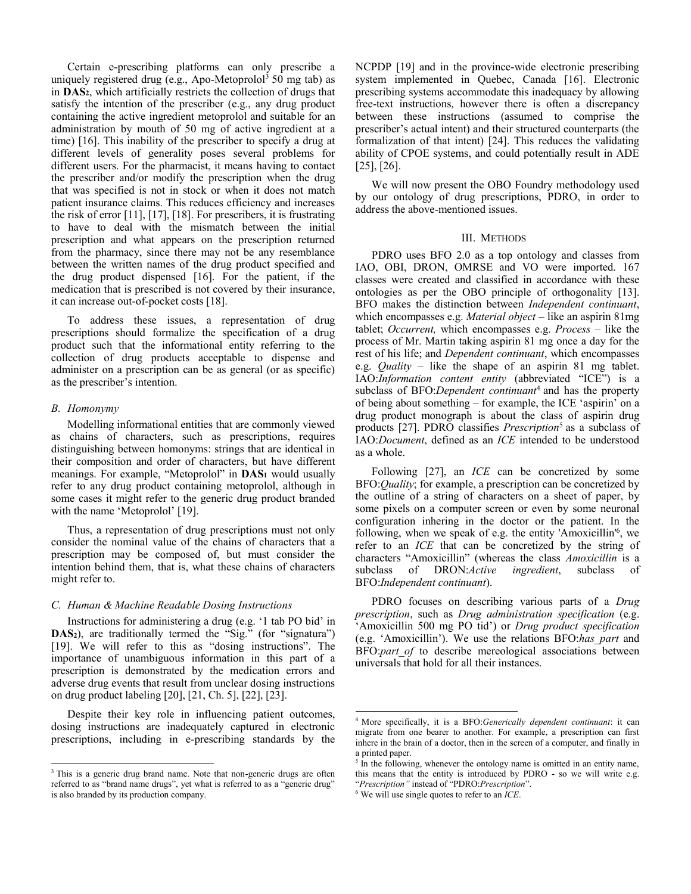Certain e-prescribing platforms can only prescribe a uniquely registered drug (e.g., Apo-Metoprolol[3] 50 mg tab) as in **DAS$_2$**, which artificially restricts the collection of drugs that satisfy the intention of the prescriber (e.g., any drug product containing the active ingredient metoprolol and suitable for an administration by mouth of 50 mg of active ingredient at a time) [16]. This inability of the prescriber to specify a drug at different levels of generality poses several problems for different users. For the pharmacist, it means having to contact the prescriber and/or modify the prescription when the drug that was specified is not in stock or when it does not match patient insurance claims. This reduces efficiency and increases the risk of error [11], [17], [18]. For prescribers, it is frustrating to have to deal with the mismatch between the initial prescription and what appears on the prescription returned from the pharmacy, since there may not be any resemblance between the written names of the drug product specified and the drug product dispensed [16]. For the patient, if the medication that is prescribed is not covered by their insurance, it can increase out-of-pocket costs [18].

To address these issues, a representation of drug prescriptions should formalize the specification of a drug product such that the informational entity referring to the collection of drug products acceptable to dispense and administer on a prescription can be as general (or as specific) as the prescriber's intention.

### *B. Homonymy*

Modelling informational entities that are commonly viewed as chains of characters, such as prescriptions, requires distinguishing between homonyms: strings that are identical in their composition and order of characters, but have different meanings. For example, "Metoprolol" in **DAS$_1$** would usually refer to any drug product containing metoprolol, although in some cases it might refer to the generic drug product branded with the name 'Metoprolol' [19].

Thus, a representation of drug prescriptions must not only consider the nominal value of the chains of characters that a prescription may be composed of, but must consider the intention behind them, that is, what these chains of characters might refer to.

### *C. Human & Machine Readable Dosing Instructions*

Instructions for administering a drug (e.g. '1 tab PO bid' in **DAS$_2$**), are traditionally termed the "Sig." (for "signatura") [19]. We will refer to this as "dosing instructions". The importance of unambiguous information in this part of a prescription is demonstrated by the medication errors and adverse drug events that result from unclear dosing instructions on drug product labeling [20], [21, Ch. 5], [22], [23].

Despite their key role in influencing patient outcomes, dosing instructions are inadequately captured in electronic prescriptions, including in e-prescribing standards by the NCPDP [19] and in the province-wide electronic prescribing system implemented in Quebec, Canada [16]. Electronic prescribing systems accommodate this inadequacy by allowing free-text instructions, however there is often a discrepancy between these instructions (assumed to comprise the prescriber's actual intent) and their structured counterparts (the formalization of that intent) [24]. This reduces the validating ability of CPOE systems, and could potentially result in ADE [25], [26].

We will now present the OBO Foundry methodology used by our ontology of drug prescriptions, PDRO, in order to address the above-mentioned issues.

## III. Methods

PDRO uses BFO 2.0 as a top ontology and classes from IAO, OBI, DRON, OMRSE and VO were imported. 167 classes were created and classified in accordance with these ontologies as per the OBO principle of orthogonality [13]. BFO makes the distinction between *Independent continuant*, which encompasses e.g. *Material object* – like an aspirin 81mg tablet; *Occurrent,* which encompasses e.g. *Process* – like the process of Mr. Martin taking aspirin 81 mg once a day for the rest of his life; and *Dependent continuant*, which encompasses e.g. *Quality* – like the shape of an aspirin 81 mg tablet. IAO:*Information content entity* (abbreviated "ICE") is a subclass of BFO:*Dependent continuant*[4] and has the property of being about something – for example, the ICE 'aspirin' on a drug product monograph is about the class of aspirin drug products [27]. PDRO classifies *Prescription*[5] as a subclass of IAO:*Document*, defined as an *ICE* intended to be understood as a whole.

Following [27], an *ICE* can be concretized by some BFO:*Quality*; for example, a prescription can be concretized by the outline of a string of characters on a sheet of paper, by some pixels on a computer screen or even by some neuronal configuration inhering in the doctor or the patient. In the following, when we speak of e.g. the entity 'Amoxicillin'[6], we refer to an *ICE* that can be concretized by the string of characters "Amoxicillin" (whereas the class *Amoxicillin* is a subclass of DRON:*Active ingredient*, subclass of BFO:*Independent continuant*).

PDRO focuses on describing various parts of a *Drug prescription*, such as *Drug administration specification* (e.g. 'Amoxicillin 500 mg PO tid') or *Drug product specification* (e.g. 'Amoxicillin'). We use the relations BFO:*has_part* and BFO:*part_of* to describe mereological associations between universals that hold for all their instances.

---

[3] This is a generic drug brand name. Note that non-generic drugs are often referred to as "brand name drugs", yet what is referred to as a "generic drug" is also branded by its production company.

[4] More specifically, it is a BFO:*Generically dependent continuant*: it can migrate from one bearer to another. For example, a prescription can first inhere in the brain of a doctor, then in the screen of a computer, and finally in a printed paper.

[5] In the following, whenever the ontology name is omitted in an entity name, this means that the entity is introduced by PDRO - so we will write e.g. "*Prescription"* instead of "PDRO:*Prescription*".

[6] We will use single quotes to refer to an *ICE*.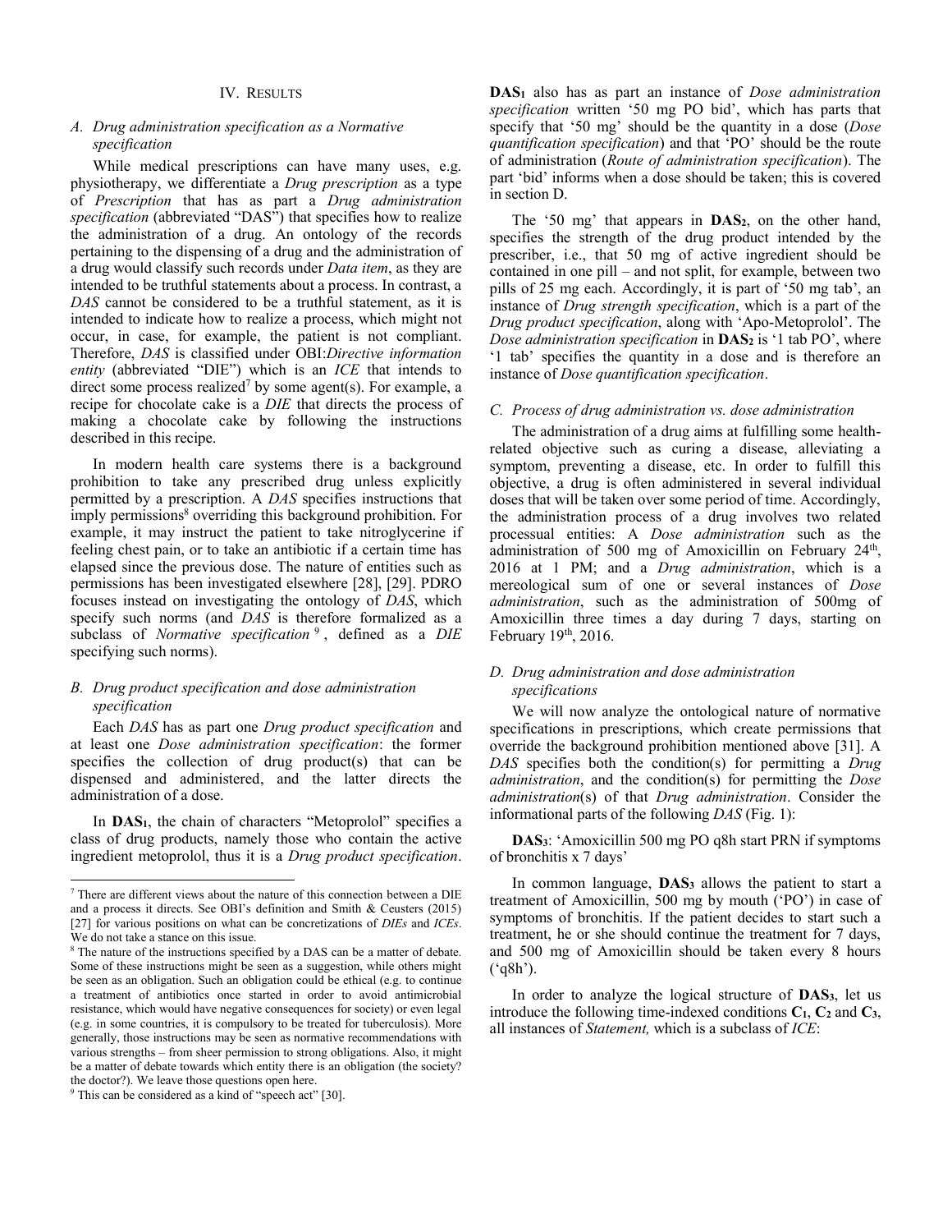## IV. Results

### A. Drug administration specification as a Normative specification

While medical prescriptions can have many uses, e.g. physiotherapy, we differentiate a *Drug prescription* as a type of *Prescription* that has as part a *Drug administration specification* (abbreviated "DAS") that specifies how to realize the administration of a drug. An ontology of the records pertaining to the dispensing of a drug and the administration of a drug would classify such records under *Data item*, as they are intended to be truthful statements about a process. In contrast, a *DAS* cannot be considered to be a truthful statement, as it is intended to indicate how to realize a process, which might not occur, in case, for example, the patient is not compliant. Therefore, *DAS* is classified under OBI:*Directive information entity* (abbreviated "DIE") which is an *ICE* that intends to direct some process realized[7] by some agent(s). For example, a recipe for chocolate cake is a *DIE* that directs the process of making a chocolate cake by following the instructions described in this recipe.

In modern health care systems there is a background prohibition to take any prescribed drug unless explicitly permitted by a prescription. A *DAS* specifies instructions that imply permissions[8] overriding this background prohibition. For example, it may instruct the patient to take nitroglycerine if feeling chest pain, or to take an antibiotic if a certain time has elapsed since the previous dose. The nature of entities such as permissions has been investigated elsewhere [28], [29]. PDRO focuses instead on investigating the ontology of *DAS*, which specify such norms (and *DAS* is therefore formalized as a subclass of *Normative specification*[9], defined as a *DIE* specifying such norms).

### B. Drug product specification and dose administration specification

Each *DAS* has as part one *Drug product specification* and at least one *Dose administration specification*: the former specifies the collection of drug product(s) that can be dispensed and administered, and the latter directs the administration of a dose.

In **DAS$_1$**, the chain of characters "Metoprolol" specifies a class of drug products, namely those who contain the active ingredient metoprolol, thus it is a *Drug product specification*. **DAS$_1$** also has as part an instance of *Dose administration specification* written '50 mg PO bid', which has parts that specify that '50 mg' should be the quantity in a dose (*Dose quantification specification*) and that 'PO' should be the route of administration (*Route of administration specification*). The part 'bid' informs when a dose should be taken; this is covered in section D.

The '50 mg' that appears in **DAS$_2$**, on the other hand, specifies the strength of the drug product intended by the prescriber, i.e., that 50 mg of active ingredient should be contained in one pill – and not split, for example, between two pills of 25 mg each. Accordingly, it is part of '50 mg tab', an instance of *Drug strength specification*, which is a part of the *Drug product specification*, along with 'Apo-Metoprolol'. The *Dose administration specification* in **DAS$_2$** is '1 tab PO', where '1 tab' specifies the quantity in a dose and is therefore an instance of *Dose quantification specification*.

### C. Process of drug administration vs. dose administration

The administration of a drug aims at fulfilling some health-related objective such as curing a disease, alleviating a symptom, preventing a disease, etc. In order to fulfill this objective, a drug is often administered in several individual doses that will be taken over some period of time. Accordingly, the administration process of a drug involves two related processual entities: A *Dose administration* such as the administration of 500 mg of Amoxicillin on February 24th, 2016 at 1 PM; and a *Drug administration*, which is a mereological sum of one or several instances of *Dose administration*, such as the administration of 500mg of Amoxicillin three times a day during 7 days, starting on February 19th, 2016.

### D. Drug administration and dose administration specifications

We will now analyze the ontological nature of normative specifications in prescriptions, which create permissions that override the background prohibition mentioned above [31]. A *DAS* specifies both the condition(s) for permitting a *Drug administration*, and the condition(s) for permitting the *Dose administration*(s) of that *Drug administration*. Consider the informational parts of the following *DAS* (Fig. 1):

**DAS$_3$**: 'Amoxicillin 500 mg PO q8h start PRN if symptoms of bronchitis x 7 days'

In common language, **DAS$_3$** allows the patient to start a treatment of Amoxicillin, 500 mg by mouth ('PO') in case of symptoms of bronchitis. If the patient decides to start such a treatment, he or she should continue the treatment for 7 days, and 500 mg of Amoxicillin should be taken every 8 hours ('q8h').

In order to analyze the logical structure of **DAS$_3$**, let us introduce the following time-indexed conditions **C$_1$**, **C$_2$** and **C$_3$**, all instances of *Statement,* which is a subclass of *ICE*:

---

[7] There are different views about the nature of this connection between a DIE and a process it directs. See OBI's definition and Smith & Ceusters (2015) [27] for various positions on what can be concretizations of *DIEs* and *ICEs*. We do not take a stance on this issue.

[8] The nature of the instructions specified by a DAS can be a matter of debate. Some of these instructions might be seen as a suggestion, while others might be seen as an obligation. Such an obligation could be ethical (e.g. to continue a treatment of antibiotics once started in order to avoid antimicrobial resistance, which would have negative consequences for society) or even legal (e.g. in some countries, it is compulsory to be treated for tuberculosis). More generally, those instructions may be seen as normative recommendations with various strengths – from sheer permission to strong obligations. Also, it might be a matter of debate towards which entity there is an obligation (the society? the doctor?). We leave those questions open here.

[9] This can be considered as a kind of "speech act" [30].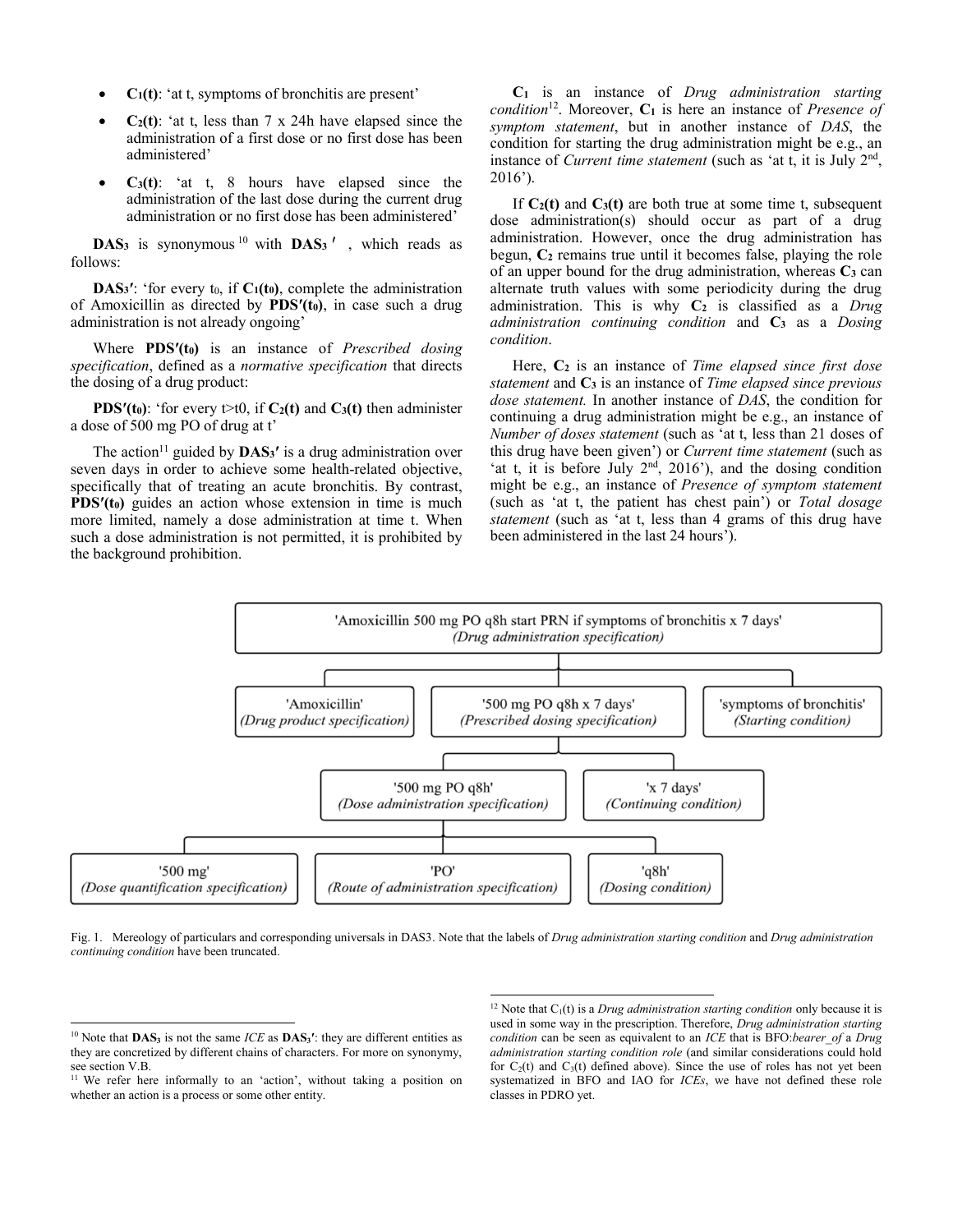- $\mathbf{C_1(t)}$: 'at t, symptoms of bronchitis are present'
- $\mathbf{C_2(t)}$: 'at t, less than 7 x 24h have elapsed since the administration of a first dose or no first dose has been administered'
- $\mathbf{C_3(t)}$: 'at t, 8 hours have elapsed since the administration of the last dose during the current drug administration or no first dose has been administered'

$\mathbf{DAS_3}$ is synonymous[10] with $\mathbf{DAS_3'}$, which reads as follows:

$\mathbf{DAS_3'}$: 'for every $t_0$, if $\mathbf{C_1(t_0)}$, complete the administration of Amoxicillin as directed by $\mathbf{PDS'(t_0)}$, in case such a drug administration is not already ongoing'

Where $\mathbf{PDS'(t_0)}$ is an instance of *Prescribed dosing specification*, defined as a *normative specification* that directs the dosing of a drug product:

$\mathbf{PDS'(t_0)}$: 'for every t>t0, if $\mathbf{C_2(t)}$ and $\mathbf{C_3(t)}$ then administer a dose of 500 mg PO of drug at t'

The action[11] guided by $\mathbf{DAS_3'}$ is a drug administration over seven days in order to achieve some health-related objective, specifically that of treating an acute bronchitis. By contrast, $\mathbf{PDS'(t_0)}$ guides an action whose extension in time is much more limited, namely a dose administration at time t. When such a dose administration is not permitted, it is prohibited by the background prohibition.

$\mathbf{C_1}$ is an instance of *Drug administration starting condition*[12]. Moreover, $\mathbf{C_1}$ is here an instance of *Presence of symptom statement*, but in another instance of *DAS*, the condition for starting the drug administration might be e.g., an instance of *Current time statement* (such as 'at t, it is July 2nd, 2016').

If $\mathbf{C_2(t)}$ and $\mathbf{C_3(t)}$ are both true at some time t, subsequent dose administration(s) should occur as part of a drug administration. However, once the drug administration has begun, $\mathbf{C_2}$ remains true until it becomes false, playing the role of an upper bound for the drug administration, whereas $\mathbf{C_3}$ can alternate truth values with some periodicity during the drug administration. This is why $\mathbf{C_2}$ is classified as a *Drug administration continuing condition* and $\mathbf{C_3}$ as a *Dosing condition*.

Here, $\mathbf{C_2}$ is an instance of *Time elapsed since first dose statement* and $\mathbf{C_3}$ is an instance of *Time elapsed since previous dose statement.* In another instance of *DAS*, the condition for continuing a drug administration might be e.g., an instance of *Number of doses statement* (such as 'at t, less than 21 doses of this drug have been given') or *Current time statement* (such as 'at t, it is before July 2nd, 2016'), and the dosing condition might be e.g., an instance of *Presence of symptom statement* (such as 'at t, the patient has chest pain') or *Total dosage statement* (such as 'at t, less than 4 grams of this drug have been administered in the last 24 hours').

'Amoxicillin 500 mg PO q8h start PRN if symptoms of bronchitis x 7 days' *(Drug administration specification)*

- 'Amoxicillin' *(Drug product specification)*
- '500 mg PO q8h x 7 days' *(Prescribed dosing specification)*
  - '500 mg PO q8h' *(Dose administration specification)*
    - '500 mg' *(Dose quantification specification)*
    - 'PO' *(Route of administration specification)*
    - 'q8h' *(Dosing condition)*
  - 'x 7 days' *(Continuing condition)*
- 'symptoms of bronchitis' *(Starting condition)*

Fig. 1. Mereology of particulars and corresponding universals in DAS3. Note that the labels of *Drug administration starting condition* and *Drug administration continuing condition* have been truncated.

[10] Note that $\mathbf{DAS_3}$ is not the same *ICE* as $\mathbf{DAS_3'}$: they are different entities as they are concretized by different chains of characters. For more on synonymy, see section V.B.

[11] We refer here informally to an 'action', without taking a position on whether an action is a process or some other entity.

[12] Note that $C_1(t)$ is a *Drug administration starting condition* only because it is used in some way in the prescription. Therefore, *Drug administration starting condition* can be seen as equivalent to an *ICE* that is BFO:*bearer_of* a *Drug administration starting condition role* (and similar considerations could hold for $C_2(t)$ and $C_3(t)$ defined above). Since the use of roles has not yet been systematized in BFO and IAO for *ICEs*, we have not defined these role classes in PDRO yet.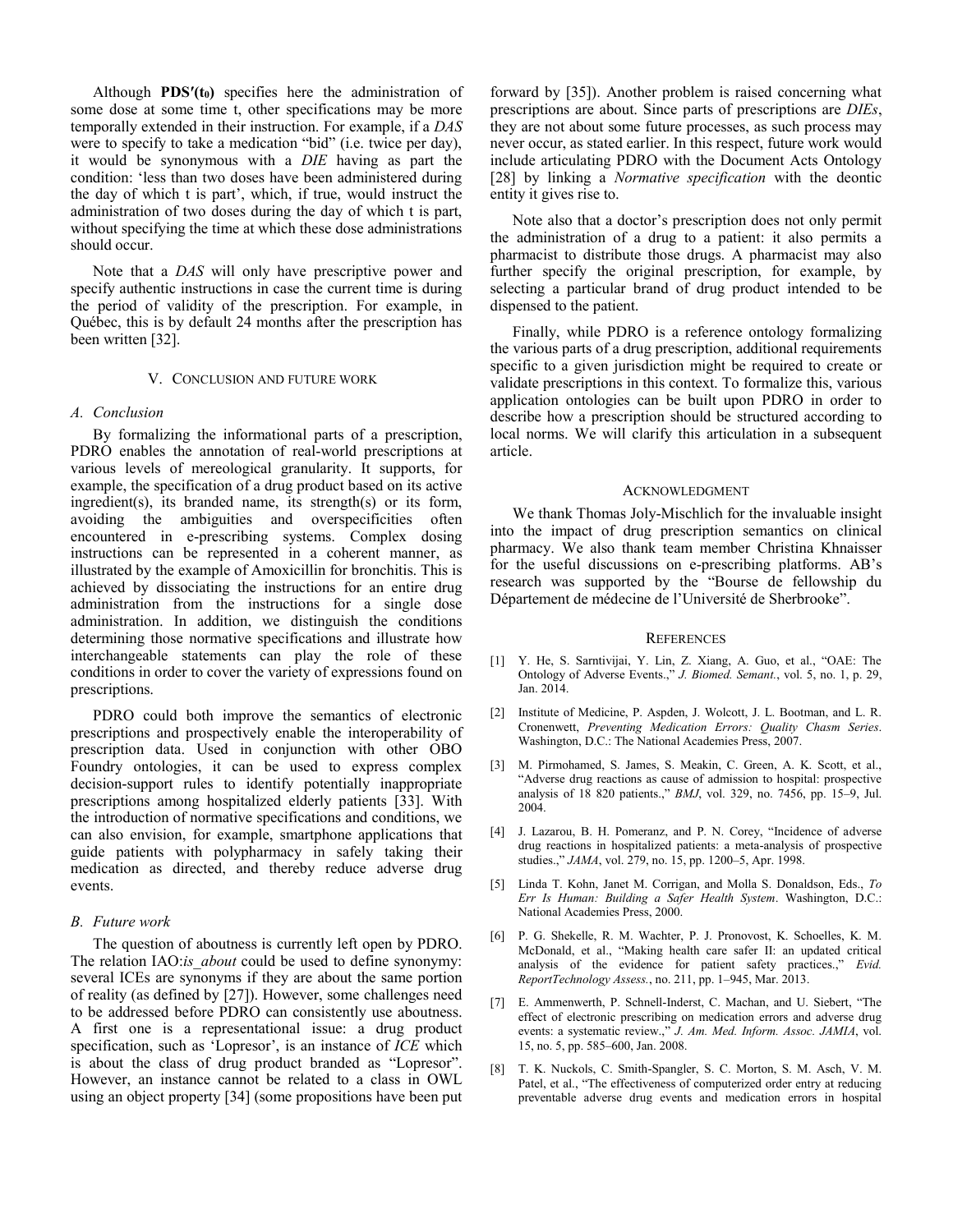Although **PDS′(t$_0$)** specifies here the administration of some dose at some time t, other specifications may be more temporally extended in their instruction. For example, if a *DAS* were to specify to take a medication "bid" (i.e. twice per day), it would be synonymous with a *DIE* having as part the condition: 'less than two doses have been administered during the day of which t is part', which, if true, would instruct the administration of two doses during the day of which t is part, without specifying the time at which these dose administrations should occur.

Note that a *DAS* will only have prescriptive power and specify authentic instructions in case the current time is during the period of validity of the prescription. For example, in Québec, this is by default 24 months after the prescription has been written [32].

## V. Conclusion and Future Work

### A. Conclusion

By formalizing the informational parts of a prescription, PDRO enables the annotation of real-world prescriptions at various levels of mereological granularity. It supports, for example, the specification of a drug product based on its active ingredient(s), its branded name, its strength(s) or its form, avoiding the ambiguities and overspecificities often encountered in e-prescribing systems. Complex dosing instructions can be represented in a coherent manner, as illustrated by the example of Amoxicillin for bronchitis. This is achieved by dissociating the instructions for an entire drug administration from the instructions for a single dose administration. In addition, we distinguish the conditions determining those normative specifications and illustrate how interchangeable statements can play the role of these conditions in order to cover the variety of expressions found on prescriptions.

PDRO could both improve the semantics of electronic prescriptions and prospectively enable the interoperability of prescription data. Used in conjunction with other OBO Foundry ontologies, it can be used to express complex decision-support rules to identify potentially inappropriate prescriptions among hospitalized elderly patients [33]. With the introduction of normative specifications and conditions, we can also envision, for example, smartphone applications that guide patients with polypharmacy in safely taking their medication as directed, and thereby reduce adverse drug events.

### B. Future work

The question of aboutness is currently left open by PDRO. The relation IAO:*is_about* could be used to define synonymy: several ICEs are synonyms if they are about the same portion of reality (as defined by [27]). However, some challenges need to be addressed before PDRO can consistently use aboutness. A first one is a representational issue: a drug product specification, such as 'Lopresor', is an instance of *ICE* which is about the class of drug product branded as "Lopresor". However, an instance cannot be related to a class in OWL using an object property [34] (some propositions have been put forward by [35]). Another problem is raised concerning what prescriptions are about. Since parts of prescriptions are *DIEs*, they are not about some future processes, as such process may never occur, as stated earlier. In this respect, future work would include articulating PDRO with the Document Acts Ontology [28] by linking a *Normative specification* with the deontic entity it gives rise to.

Note also that a doctor's prescription does not only permit the administration of a drug to a patient: it also permits a pharmacist to distribute those drugs. A pharmacist may also further specify the original prescription, for example, by selecting a particular brand of drug product intended to be dispensed to the patient.

Finally, while PDRO is a reference ontology formalizing the various parts of a drug prescription, additional requirements specific to a given jurisdiction might be required to create or validate prescriptions in this context. To formalize this, various application ontologies can be built upon PDRO in order to describe how a prescription should be structured according to local norms. We will clarify this articulation in a subsequent article.

## Acknowledgment

We thank Thomas Joly-Mischlich for the invaluable insight into the impact of drug prescription semantics on clinical pharmacy. We also thank team member Christina Khnaisser for the useful discussions on e-prescribing platforms. AB's research was supported by the "Bourse de fellowship du Département de médecine de l'Université de Sherbrooke".

## References

[1] Y. He, S. Sarntivijai, Y. Lin, Z. Xiang, A. Guo, et al., "OAE: The Ontology of Adverse Events.," *J. Biomed. Semant.*, vol. 5, no. 1, p. 29, Jan. 2014.

[2] Institute of Medicine, P. Aspden, J. Wolcott, J. L. Bootman, and L. R. Cronenwett, *Preventing Medication Errors: Quality Chasm Series*. Washington, D.C.: The National Academies Press, 2007.

[3] M. Pirmohamed, S. James, S. Meakin, C. Green, A. K. Scott, et al., "Adverse drug reactions as cause of admission to hospital: prospective analysis of 18 820 patients.," *BMJ*, vol. 329, no. 7456, pp. 15–9, Jul. 2004.

[4] J. Lazarou, B. H. Pomeranz, and P. N. Corey, "Incidence of adverse drug reactions in hospitalized patients: a meta-analysis of prospective studies.," *JAMA*, vol. 279, no. 15, pp. 1200–5, Apr. 1998.

[5] Linda T. Kohn, Janet M. Corrigan, and Molla S. Donaldson, Eds., *To Err Is Human: Building a Safer Health System*. Washington, D.C.: National Academies Press, 2000.

[6] P. G. Shekelle, R. M. Wachter, P. J. Pronovost, K. Schoelles, K. M. McDonald, et al., "Making health care safer II: an updated critical analysis of the evidence for patient safety practices.," *Evid. ReportTechnology Assess.*, no. 211, pp. 1–945, Mar. 2013.

[7] E. Ammenwerth, P. Schnell-Inderst, C. Machan, and U. Siebert, "The effect of electronic prescribing on medication errors and adverse drug events: a systematic review.," *J. Am. Med. Inform. Assoc. JAMIA*, vol. 15, no. 5, pp. 585–600, Jan. 2008.

[8] T. K. Nuckols, C. Smith-Spangler, S. C. Morton, S. M. Asch, V. M. Patel, et al., "The effectiveness of computerized order entry at reducing preventable adverse drug events and medication errors in hospital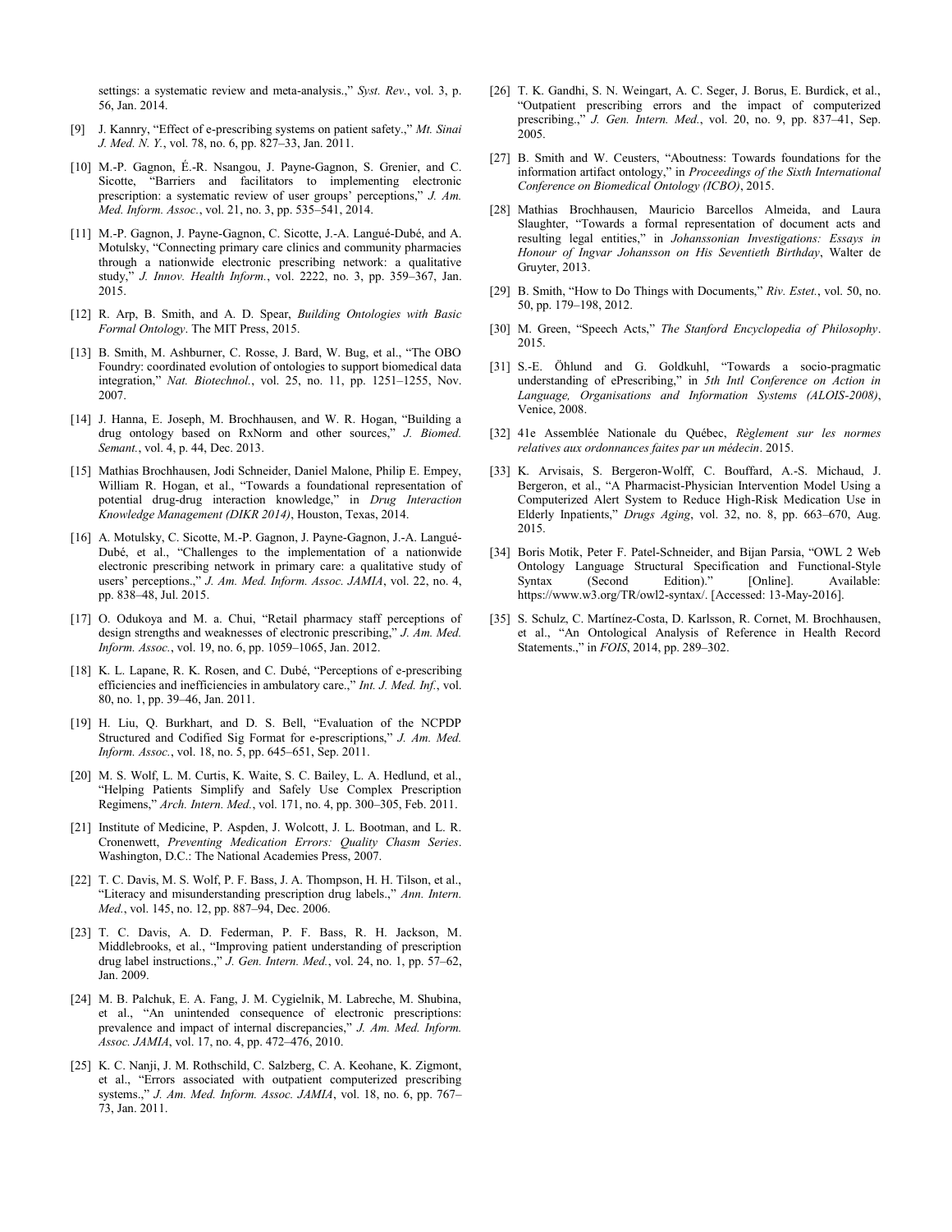settings: a systematic review and meta-analysis.," *Syst. Rev.*, vol. 3, p. 56, Jan. 2014.

[9] J. Kannry, "Effect of e-prescribing systems on patient safety.," *Mt. Sinai J. Med. N. Y.*, vol. 78, no. 6, pp. 827–33, Jan. 2011.

[10] M.-P. Gagnon, É.-R. Nsangou, J. Payne-Gagnon, S. Grenier, and C. Sicotte, "Barriers and facilitators to implementing electronic prescription: a systematic review of user groups' perceptions," *J. Am. Med. Inform. Assoc.*, vol. 21, no. 3, pp. 535–541, 2014.

[11] M.-P. Gagnon, J. Payne-Gagnon, C. Sicotte, J.-A. Langué-Dubé, and A. Motulsky, "Connecting primary care clinics and community pharmacies through a nationwide electronic prescribing network: a qualitative study," *J. Innov. Health Inform.*, vol. 2222, no. 3, pp. 359–367, Jan. 2015.

[12] R. Arp, B. Smith, and A. D. Spear, *Building Ontologies with Basic Formal Ontology*. The MIT Press, 2015.

[13] B. Smith, M. Ashburner, C. Rosse, J. Bard, W. Bug, et al., "The OBO Foundry: coordinated evolution of ontologies to support biomedical data integration," *Nat. Biotechnol.*, vol. 25, no. 11, pp. 1251–1255, Nov. 2007.

[14] J. Hanna, E. Joseph, M. Brochhausen, and W. R. Hogan, "Building a drug ontology based on RxNorm and other sources," *J. Biomed. Semant.*, vol. 4, p. 44, Dec. 2013.

[15] Mathias Brochhausen, Jodi Schneider, Daniel Malone, Philip E. Empey, William R. Hogan, et al., "Towards a foundational representation of potential drug-drug interaction knowledge," in *Drug Interaction Knowledge Management (DIKR 2014)*, Houston, Texas, 2014.

[16] A. Motulsky, C. Sicotte, M.-P. Gagnon, J. Payne-Gagnon, J.-A. Langué-Dubé, et al., "Challenges to the implementation of a nationwide electronic prescribing network in primary care: a qualitative study of users' perceptions.," *J. Am. Med. Inform. Assoc. JAMIA*, vol. 22, no. 4, pp. 838–48, Jul. 2015.

[17] O. Odukoya and M. a. Chui, "Retail pharmacy staff perceptions of design strengths and weaknesses of electronic prescribing," *J. Am. Med. Inform. Assoc.*, vol. 19, no. 6, pp. 1059–1065, Jan. 2012.

[18] K. L. Lapane, R. K. Rosen, and C. Dubé, "Perceptions of e-prescribing efficiencies and inefficiencies in ambulatory care.," *Int. J. Med. Inf.*, vol. 80, no. 1, pp. 39–46, Jan. 2011.

[19] H. Liu, Q. Burkhart, and D. S. Bell, "Evaluation of the NCPDP Structured and Codified Sig Format for e-prescriptions," *J. Am. Med. Inform. Assoc.*, vol. 18, no. 5, pp. 645–651, Sep. 2011.

[20] M. S. Wolf, L. M. Curtis, K. Waite, S. C. Bailey, L. A. Hedlund, et al., "Helping Patients Simplify and Safely Use Complex Prescription Regimens," *Arch. Intern. Med.*, vol. 171, no. 4, pp. 300–305, Feb. 2011.

[21] Institute of Medicine, P. Aspden, J. Wolcott, J. L. Bootman, and L. R. Cronenwett, *Preventing Medication Errors: Quality Chasm Series*. Washington, D.C.: The National Academies Press, 2007.

[22] T. C. Davis, M. S. Wolf, P. F. Bass, J. A. Thompson, H. H. Tilson, et al., "Literacy and misunderstanding prescription drug labels.," *Ann. Intern. Med.*, vol. 145, no. 12, pp. 887–94, Dec. 2006.

[23] T. C. Davis, A. D. Federman, P. F. Bass, R. H. Jackson, M. Middlebrooks, et al., "Improving patient understanding of prescription drug label instructions.," *J. Gen. Intern. Med.*, vol. 24, no. 1, pp. 57–62, Jan. 2009.

[24] M. B. Palchuk, E. A. Fang, J. M. Cygielnik, M. Labreche, M. Shubina, et al., "An unintended consequence of electronic prescriptions: prevalence and impact of internal discrepancies," *J. Am. Med. Inform. Assoc. JAMIA*, vol. 17, no. 4, pp. 472–476, 2010.

[25] K. C. Nanji, J. M. Rothschild, C. Salzberg, C. A. Keohane, K. Zigmont, et al., "Errors associated with outpatient computerized prescribing systems.," *J. Am. Med. Inform. Assoc. JAMIA*, vol. 18, no. 6, pp. 767–73, Jan. 2011.

[26] T. K. Gandhi, S. N. Weingart, A. C. Seger, J. Borus, E. Burdick, et al., "Outpatient prescribing errors and the impact of computerized prescribing.," *J. Gen. Intern. Med.*, vol. 20, no. 9, pp. 837–41, Sep. 2005.

[27] B. Smith and W. Ceusters, "Aboutness: Towards foundations for the information artifact ontology," in *Proceedings of the Sixth International Conference on Biomedical Ontology (ICBO)*, 2015.

[28] Mathias Brochhausen, Mauricio Barcellos Almeida, and Laura Slaughter, "Towards a formal representation of document acts and resulting legal entities," in *Johanssonian Investigations: Essays in Honour of Ingvar Johansson on His Seventieth Birthday*, Walter de Gruyter, 2013.

[29] B. Smith, "How to Do Things with Documents," *Riv. Estet.*, vol. 50, no. 50, pp. 179–198, 2012.

[30] M. Green, "Speech Acts," *The Stanford Encyclopedia of Philosophy*. 2015.

[31] S.-E. Öhlund and G. Goldkuhl, "Towards a socio-pragmatic understanding of ePrescribing," in *5th Intl Conference on Action in Language, Organisations and Information Systems (ALOIS-2008)*, Venice, 2008.

[32] 41e Assemblée Nationale du Québec, *Règlement sur les normes relatives aux ordonnances faites par un médecin*. 2015.

[33] K. Arvisais, S. Bergeron-Wolff, C. Bouffard, A.-S. Michaud, J. Bergeron, et al., "A Pharmacist-Physician Intervention Model Using a Computerized Alert System to Reduce High-Risk Medication Use in Elderly Inpatients," *Drugs Aging*, vol. 32, no. 8, pp. 663–670, Aug. 2015.

[34] Boris Motik, Peter F. Patel-Schneider, and Bijan Parsia, "OWL 2 Web Ontology Language Structural Specification and Functional-Style Syntax (Second Edition)." [Online]. Available: https://www.w3.org/TR/owl2-syntax/. [Accessed: 13-May-2016].

[35] S. Schulz, C. Martínez-Costa, D. Karlsson, R. Cornet, M. Brochhausen, et al., "An Ontological Analysis of Reference in Health Record Statements.," in *FOIS*, 2014, pp. 289–302.